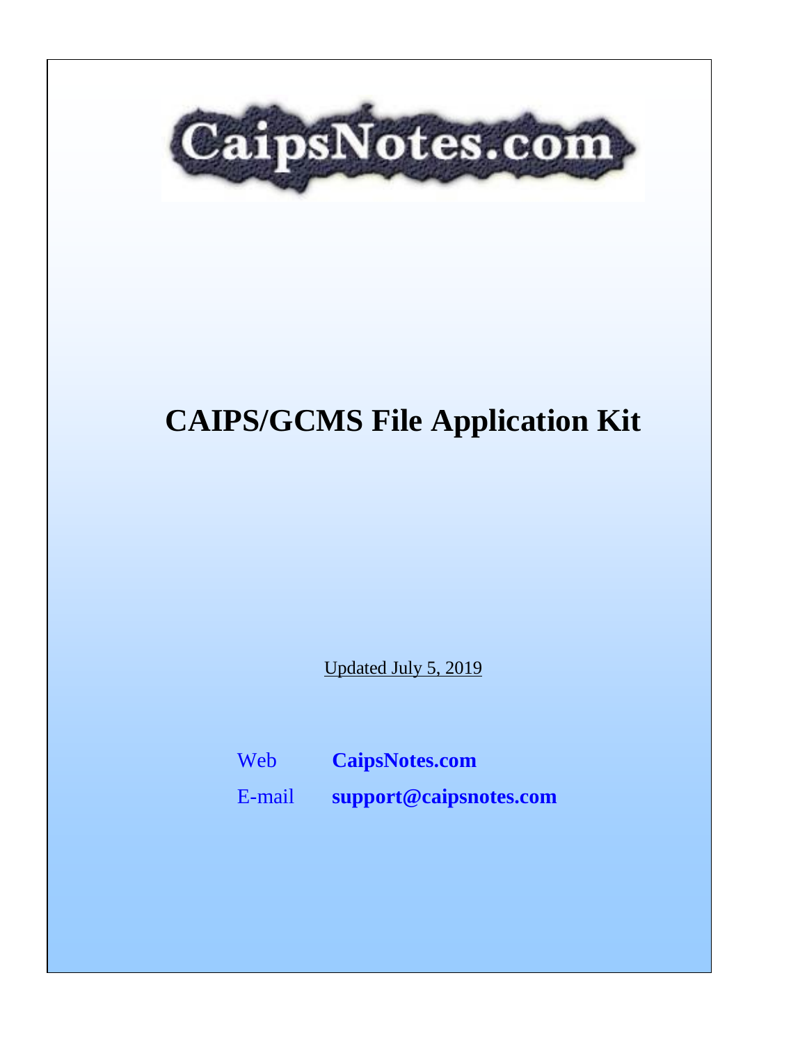CaipsNotes.com

# CAIPS/GCMS File Application Kit

Updated July 5, 2019

Web **CaipsNotes.com**

E-mail **support@caipsnotes.com**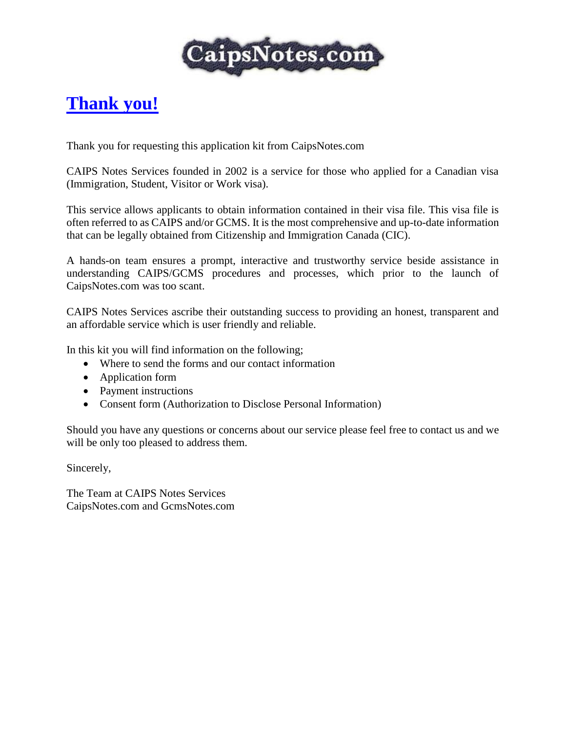CaipsNotes.com

# Thank you!

Thank you for requesting this application kit from CaipsNotes.com

CAIPS Notes Services founded in 2002 is a service for those who applied for a Canadian visa (Immigration, Student, Visitor or Work visa).

This service allows applicants to obtain information contained in their visa file. This visa file is often referred to as CAIPS and/or GCMS. It is the most comprehensive and up-to-date information that can be legally obtained from Citizenship and Immigration Canada (CIC).

A hands-on team ensures a prompt, interactive and trustworthy service beside assistance in understanding CAIPS/GCMS procedures and processes, which prior to the launch of CaipsNotes.com was too scant.

CAIPS Notes Services ascribe their outstanding success to providing an honest, transparent and an affordable service which is user friendly and reliable.

In this kit you will find information on the following;

- Where to send the forms and our contact information
- Application form
- Payment instructions
- Consent form (Authorization to Disclose Personal Information)

Should you have any questions or concerns about our service please feel free to contact us and we will be only too pleased to address them.

Sincerely,

The Team at CAIPS Notes Services
CaipsNotes.com and GcmsNotes.com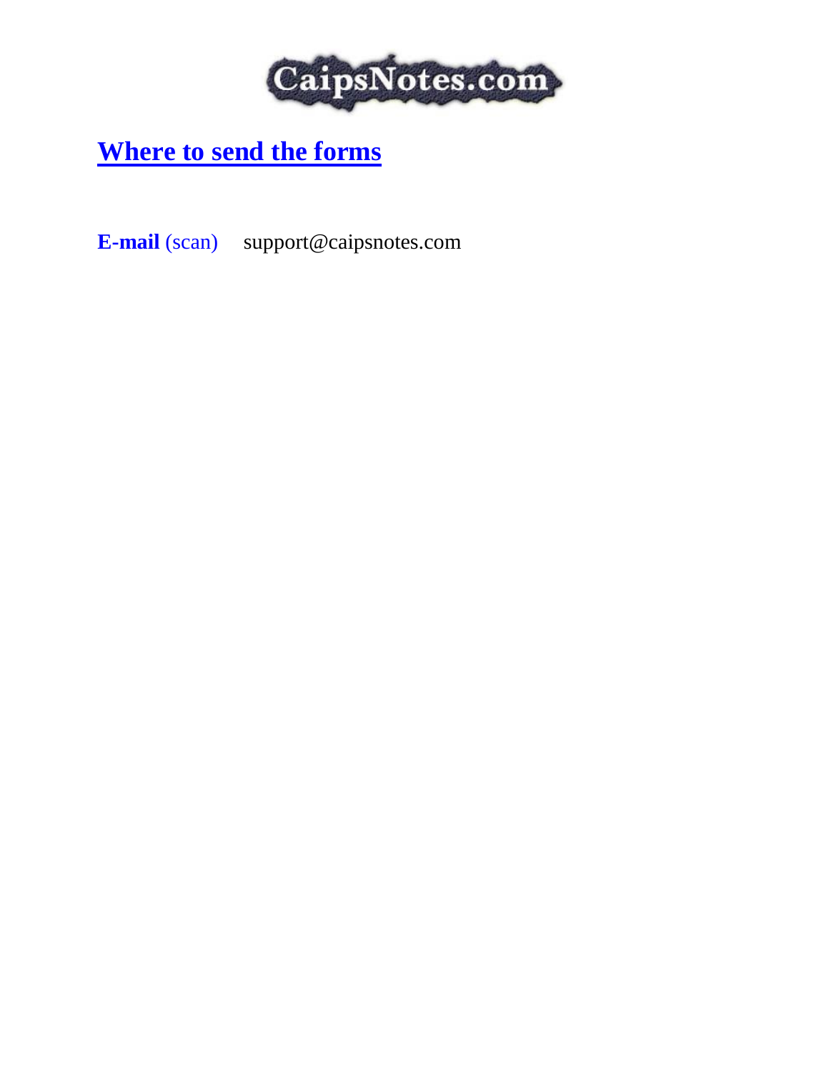CaipsNotes.com

# Where to send the forms

**E-mail** (scan)     support@caipsnotes.com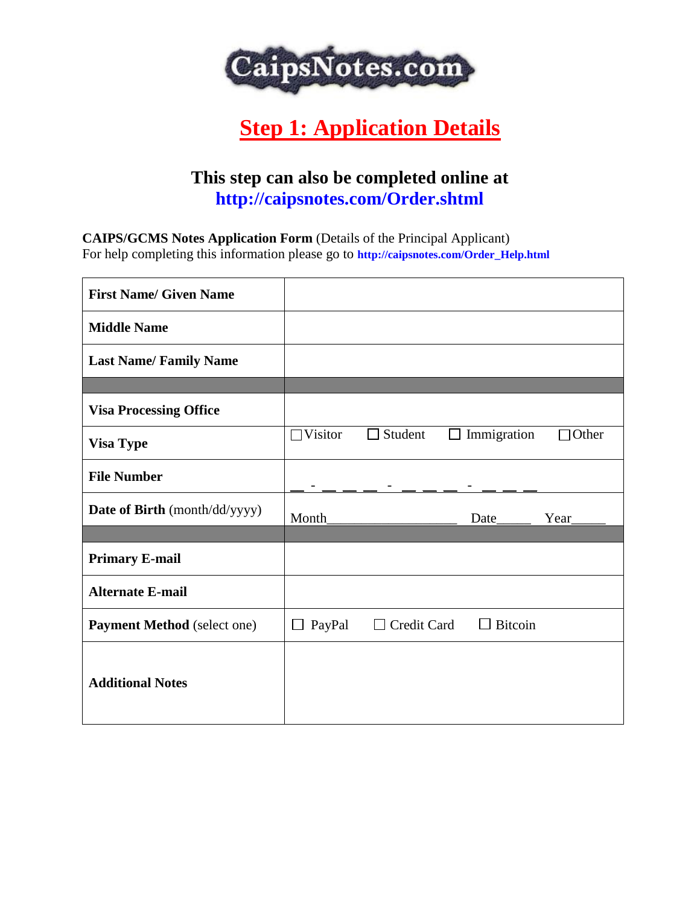CaipsNotes.com

# Step 1: Application Details

## This step can also be completed online at http://caipsnotes.com/Order.shtml

**CAIPS/GCMS Notes Application Form** (Details of the Principal Applicant)
For help completing this information please go to **http://caipsnotes.com/Order_Help.html**

| | |
|---|---|
| **First Name/ Given Name** | |
| **Middle Name** | |
| **Last Name/ Family Name** | |
| | |
| **Visa Processing Office** | |
| **Visa Type** | ☐ Visitor ☐ Student ☐ Immigration ☐ Other |
| **File Number** | __ - __ __ __ - __ __ __ - __ __ __ |
| **Date of Birth** (month/dd/yyyy) | Month__________________ Date_____ Year_____ |
| | |
| **Primary E-mail** | |
| **Alternate E-mail** | |
| **Payment Method** (select one) | ☐ PayPal ☐ Credit Card ☐ Bitcoin |
| **Additional Notes** | |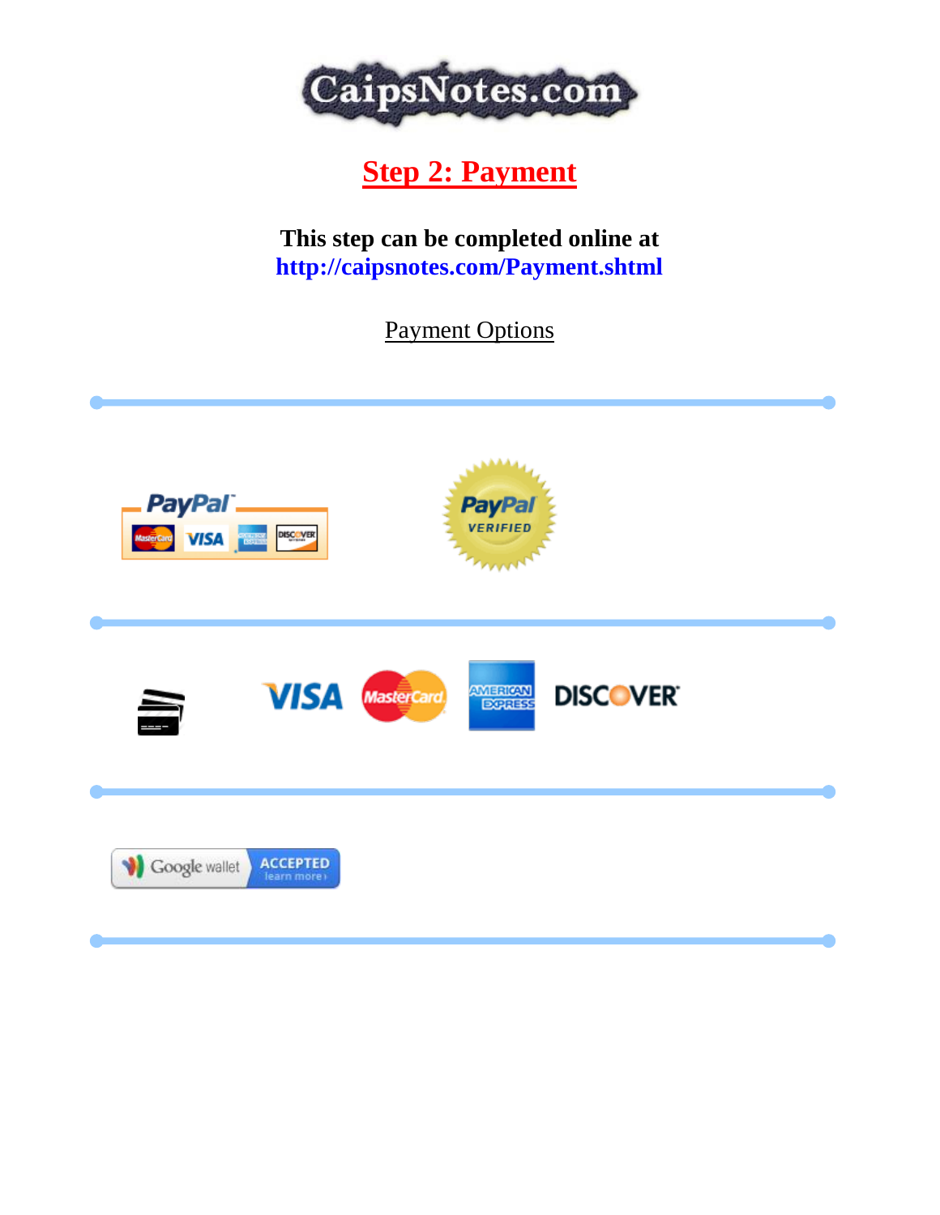# CaipsNotes.com

## Step 2: Payment

**This step can be completed online at**
**http://caipsnotes.com/Payment.shtml**

Payment Options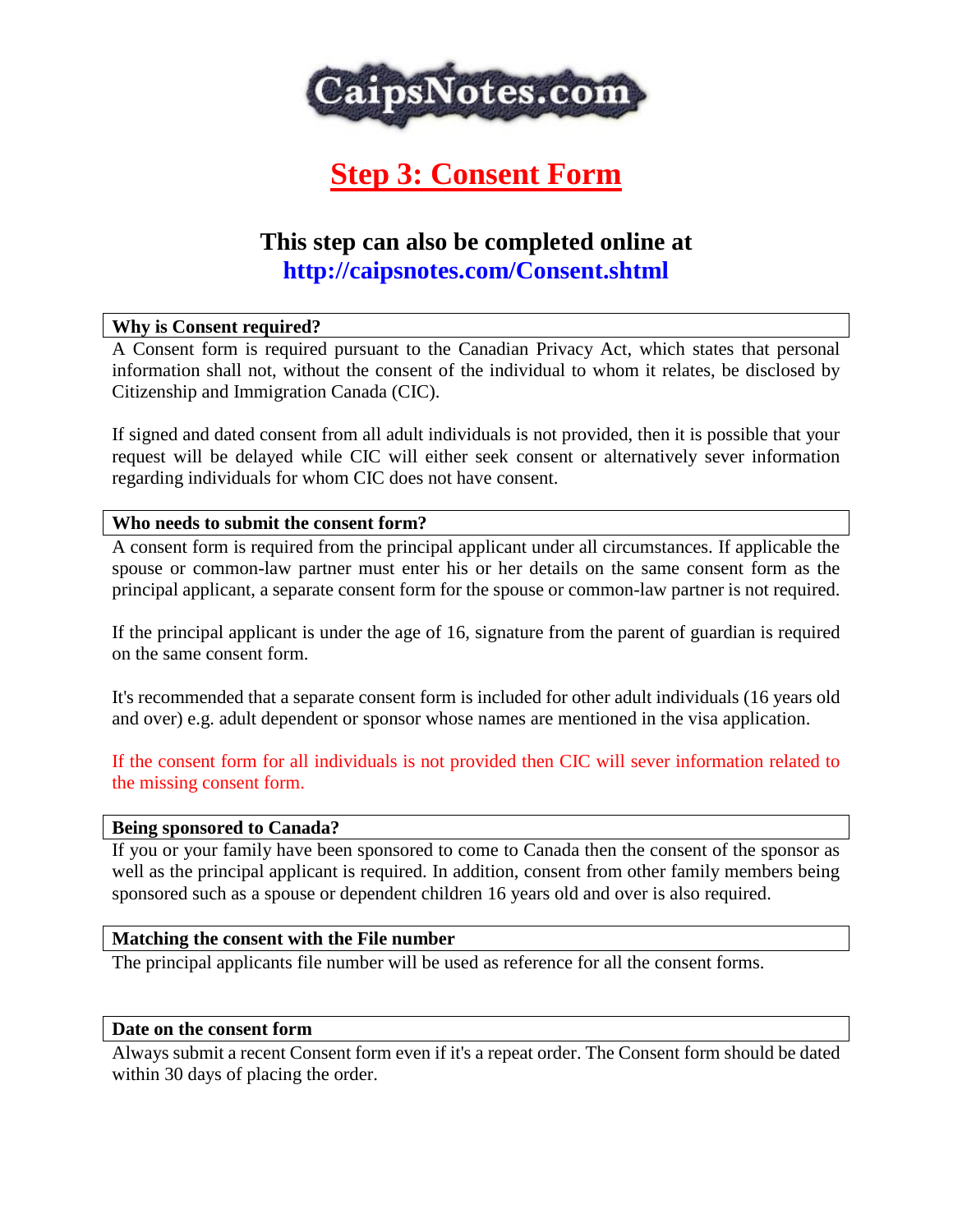CaipsNotes.com

# Step 3: Consent Form

## This step can also be completed online at http://caipsnotes.com/Consent.shtml

### Why is Consent required?

A Consent form is required pursuant to the Canadian Privacy Act, which states that personal information shall not, without the consent of the individual to whom it relates, be disclosed by Citizenship and Immigration Canada (CIC).

If signed and dated consent from all adult individuals is not provided, then it is possible that your request will be delayed while CIC will either seek consent or alternatively sever information regarding individuals for whom CIC does not have consent.

### Who needs to submit the consent form?

A consent form is required from the principal applicant under all circumstances. If applicable the spouse or common-law partner must enter his or her details on the same consent form as the principal applicant, a separate consent form for the spouse or common-law partner is not required.

If the principal applicant is under the age of 16, signature from the parent of guardian is required on the same consent form.

It's recommended that a separate consent form is included for other adult individuals (16 years old and over) e.g. adult dependent or sponsor whose names are mentioned in the visa application.

If the consent form for all individuals is not provided then CIC will sever information related to the missing consent form.

### Being sponsored to Canada?

If you or your family have been sponsored to come to Canada then the consent of the sponsor as well as the principal applicant is required. In addition, consent from other family members being sponsored such as a spouse or dependent children 16 years old and over is also required.

### Matching the consent with the File number

The principal applicants file number will be used as reference for all the consent forms.

### Date on the consent form

Always submit a recent Consent form even if it's a repeat order. The Consent form should be dated within 30 days of placing the order.